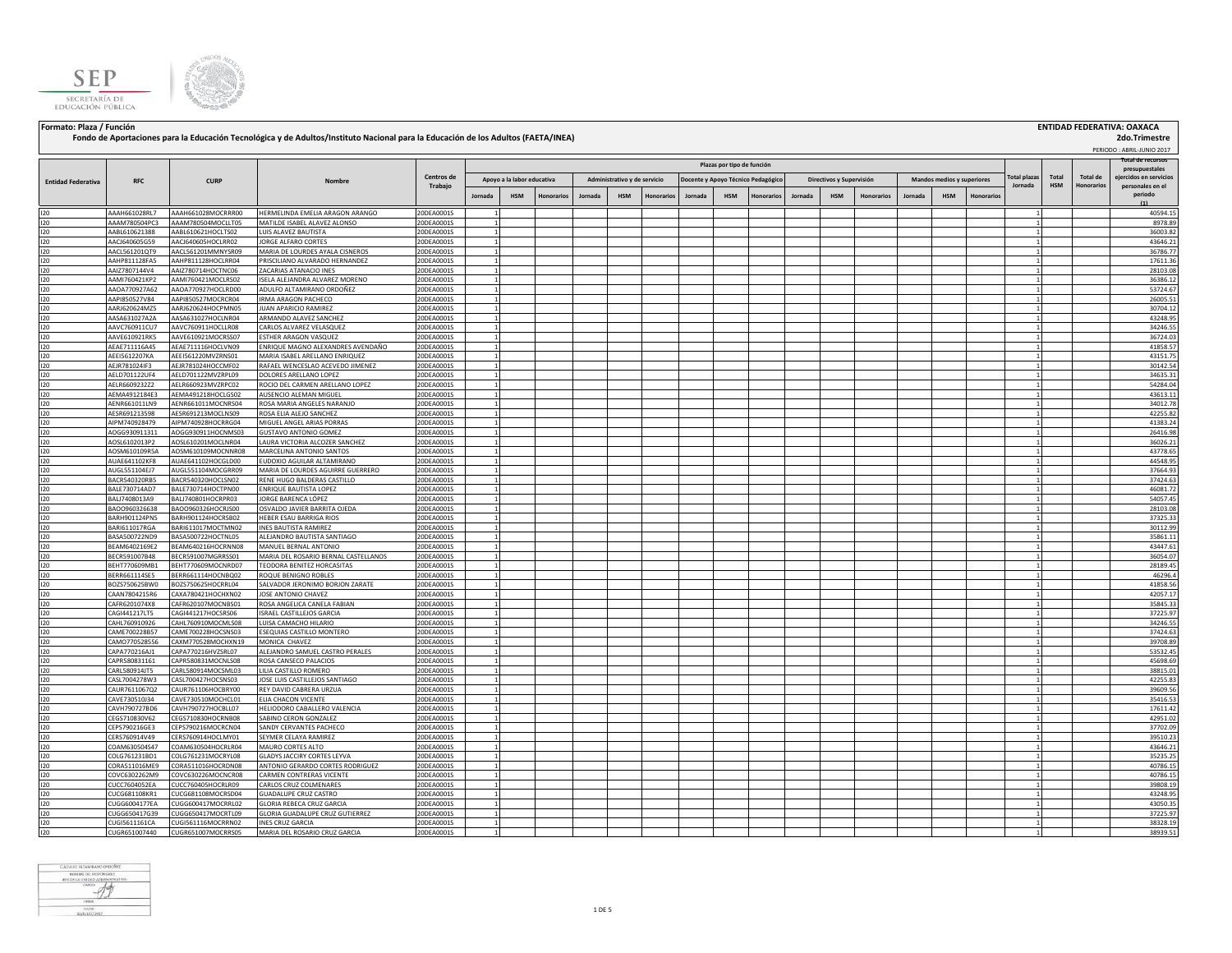**Formato: Plaza / Función**

**Fondo de Aportaciones para la Educación Tecnológica y de Adultos/Instituto Nacional para la Educación de los Adultos (FAETA/INEA)**

**ENTIDAD FEDERATIVA: OAXACA**

**2do.Trimestre**

PERIODO : ABRIL-JUNIO 2017

| Entidad Federativa | RFC | CURP | Nombre | Centros de Trabajo | Plazas por tipo de función | | | | | | | | | | | | | | | Total plazas Jornada | Total HSM | Total de Honorarios | Total de recursos presupuestales ejercidos en servicios personales en el periodo (1) |
|---|---|---|---|---|---|---|---|---|---|---|---|---|---|---|---|---|---|---|---|---|---|---|---|
| | | | | | Apoyo a la labor educativa | | | Administrativo y de servicio | | | Docente y Apoyo Técnico Pedagógico | | | Directivos y Supervisión | | | Mandos medios y superiores | | | | | | |
| | | | | | Jornada | HSM | Honorarios | Jornada | HSM | Honorarios | Jornada | HSM | Honorarios | Jornada | HSM | Honorarios | Jornada | HSM | Honorarios | | | | |
| I20 | AAAH661028RL7 | AAAH661028MOCRRR00 | HERMELINDA EMELIA ARAGON ARANGO | 20DEA0001S | 1 | | | | | | | | | | | | | | | 1 | | | 40594.15 |
| I20 | AAAM780504PC3 | AAAM780504MOCLLT05 | MATILDE ISABEL ALAVEZ ALONSO | 20DEA0001S | 1 | | | | | | | | | | | | | | | 1 | | | 8978.89 |
| I20 | AABL610621388 | AABL610621HOCLTS02 | LUIS ALAVEZ BAUTISTA | 20DEA0001S | 1 | | | | | | | | | | | | | | | 1 | | | 36003.82 |
| I20 | AACJ640605G59 | AACJ640605HOCLRR02 | JORGE ALFARO CORTES | 20DEA0001S | 1 | | | | | | | | | | | | | | | 1 | | | 43646.21 |
| I20 | AACL561201QT9 | AACL561201MMNYSR09 | MARIA DE LOURDES AYALA CISNEROS | 20DEA0001S | 1 | | | | | | | | | | | | | | | 1 | | | 36786.77 |
| I20 | AAHP811128FA5 | AAHP811128HOCLRR04 | PRISCILIANO ALVARADO HERNANDEZ | 20DEA0001S | 1 | | | | | | | | | | | | | | | 1 | | | 17611.36 |
| I20 | AAIZ7807144V4 | AAIZ780714HOCTNC06 | ZACARIAS ATANACIO INES | 20DEA0001S | 1 | | | | | | | | | | | | | | | 1 | | | 28103.08 |
| I20 | AAMI760421KP2 | AAMI760421MOCLRS02 | ISELA ALEJANDRA ALVAREZ MORENO | 20DEA0001S | 1 | | | | | | | | | | | | | | | 1 | | | 36386.12 |
| I20 | AAOA770927A62 | AAOA770927HOCLRD00 | ADULFO ALTAMIRANO ORDOÑEZ | 20DEA0001S | 1 | | | | | | | | | | | | | | | 1 | | | 53724.67 |
| I20 | AAPI850527V84 | AAPI850527MOCRCR04 | IRMA ARAGON PACHECO | 20DEA0001S | 1 | | | | | | | | | | | | | | | 1 | | | 26005.51 |
| I20 | AARJ620624MZ5 | AARJ620624HOCPMN05 | JUAN APARICIO RAMIREZ | 20DEA0001S | 1 | | | | | | | | | | | | | | | 1 | | | 30704.12 |
| I20 | AASA631027A2A | AASA631027HOCLNR04 | ARMANDO ALAVEZ SANCHEZ | 20DEA0001S | 1 | | | | | | | | | | | | | | | 1 | | | 43248.95 |
| I20 | AAVC760911CU7 | AAVC760911HOCLLR08 | CARLOS ALVAREZ VELASQUEZ | 20DEA0001S | 1 | | | | | | | | | | | | | | | 1 | | | 34246.55 |
| I20 | AAVE610921RK5 | AAVE610921MOCRSS07 | ESTHER ARAGON VASQUEZ | 20DEA0001S | 1 | | | | | | | | | | | | | | | 1 | | | 36724.03 |
| I20 | AEAE711116A45 | AEAE711116HOCLVN09 | ENRIQUE MAGNO ALEXANDRES AVENDAÑO | 20DEA0001S | 1 | | | | | | | | | | | | | | | 1 | | | 41858.57 |
| I20 | AEEI561220 7KA | AEEI561220MVZRNS01 | MARIA ISABEL ARELLANO ENRIQUEZ | 20DEA0001S | 1 | | | | | | | | | | | | | | | 1 | | | 43151.75 |
| I20 | AEJR781024IF3 | AEJR781024HOCCMF02 | RAFAEL WENCESLAO ACEVEDO JIMENEZ | 20DEA0001S | 1 | | | | | | | | | | | | | | | 1 | | | 30142.54 |
| I20 | AELD701122UF4 | AELD701122MVZRPL09 | DOLORES ARELLANO LOPEZ | 20DEA0001S | 1 | | | | | | | | | | | | | | | 1 | | | 34635.31 |
| I20 | AELR6609232Z2 | AELR660923MVZRPC02 | ROCIO DEL CARMEN ARELLANO LOPEZ | 20DEA0001S | 1 | | | | | | | | | | | | | | | 1 | | | 54284.04 |
| I20 | AEMA4912184E3 | AEMA491218HOCLGS02 | AUSENCIO ALEMAN MIGUEL | 20DEA0001S | 1 | | | | | | | | | | | | | | | 1 | | | 43613.11 |
| I20 | AENR661011LN9 | AENR661011MOCNRS04 | ROSA MARIA ANGELES NARANJO | 20DEA0001S | 1 | | | | | | | | | | | | | | | 1 | | | 34012.78 |
| I20 | AESR691213598 | AESR691213MOCLNS09 | ROSA ELIA ALEJO SANCHEZ | 20DEA0001S | 1 | | | | | | | | | | | | | | | 1 | | | 42255.82 |
| I20 | AIPM740928479 | AIPM740928HOCRRG04 | MIGUEL ANGEL ARIAS PORRAS | 20DEA0001S | 1 | | | | | | | | | | | | | | | 1 | | | 41383.24 |
| I20 | AOGG930911311 | AOGG930911HOCNMS03 | GUSTAVO ANTONIO GOMEZ | 20DEA0001S | 1 | | | | | | | | | | | | | | | 1 | | | 26416.98 |
| I20 | AOSL6102013P2 | AOSL610201MOCLNR04 | LAURA VICTORIA ALCOZER SANCHEZ | 20DEA0001S | 1 | | | | | | | | | | | | | | | 1 | | | 36026.21 |
| I20 | AOSM610109R5A | AOSM610109MOCNNR08 | MARCELINA ANTONIO SANTOS | 20DEA0001S | 1 | | | | | | | | | | | | | | | 1 | | | 43778.65 |
| I20 | AUAE641102KF8 | AUAE641102HOCGLD00 | EUDOXIO AGUILAR ALTAMIRANO | 20DEA0001S | 1 | | | | | | | | | | | | | | | 1 | | | 44548.95 |
| I20 | AUGL551104EJ7 | AUGL551104MOCGRR09 | MARIA DE LOURDES AGUIRRE GUERRERO | 20DEA0001S | 1 | | | | | | | | | | | | | | | 1 | | | 37664.93 |
| I20 | BACR540320RB5 | BACR540320HOCLSN02 | RENE HUGO BALDERAS CASTILLO | 20DEA0001S | 1 | | | | | | | | | | | | | | | 1 | | | 37424.63 |
| I20 | BALE730714AD7 | BALE730714HOCTPN00 | ENRIQUE BAUTISTA LOPEZ | 20DEA0001S | 1 | | | | | | | | | | | | | | | 1 | | | 46081.72 |
| I20 | BALJ7408013A9 | BALJ740801HOCRPR03 | JORGE BARENCA LÓPEZ | 20DEA0001S | 1 | | | | | | | | | | | | | | | 1 | | | 54057.45 |
| I20 | BAOO960326638 | BAOO960326HOCRJS00 | OSVALDO JAVIER BARRITA OJEDA | 20DEA0001S | 1 | | | | | | | | | | | | | | | 1 | | | 28103.08 |
| I20 | BARH901124PN5 | BARH901124HOCRSB02 | HEBER ESAU BARRIGA RIOS | 20DEA0001S | 1 | | | | | | | | | | | | | | | 1 | | | 37325.33 |
| I20 | BARI611017RGA | BARI611017MOCTMN02 | INES BAUTISTA RAMIREZ | 20DEA0001S | 1 | | | | | | | | | | | | | | | 1 | | | 30112.99 |
| I20 | BASA500722ND9 | BASA500722HOCTNL05 | ALEJANDRO BAUTISTA SANTIAGO | 20DEA0001S | 1 | | | | | | | | | | | | | | | 1 | | | 35861.11 |
| I20 | BEAM6402169E2 | BEAM640216HOCRNN08 | MANUEL BERNAL ANTONIO | 20DEA0001S | 1 | | | | | | | | | | | | | | | 1 | | | 43447.61 |
| I20 | BECR591007B48 | BECR591007MGRRSS01 | MARIA DEL ROSARIO BERNAL CASTELLANOS | 20DEA0001S | 1 | | | | | | | | | | | | | | | 1 | | | 36054.07 |
| I20 | BEHT770609MB1 | BEHT770609MOCNRD07 | TEODORA BENITEZ HORCASITAS | 20DEA0001S | 1 | | | | | | | | | | | | | | | 1 | | | 28189.45 |
| I20 | BERR661114SE5 | BERR661114HOCNBQ02 | ROQUE BENIGNO ROBLES | 20DEA0001S | 1 | | | | | | | | | | | | | | | 1 | | | 46296.4 |
| I20 | BOZS750625BW0 | BOZS750625HOCRRL04 | SALVADOR JERONIMO BORJON ZARATE | 20DEA0001S | 1 | | | | | | | | | | | | | | | 1 | | | 41858.56 |
| I20 | CAAN7804215R6 | CAXA780421HOCHXN02 | JOSE ANTONIO CHAVEZ | 20DEA0001S | 1 | | | | | | | | | | | | | | | 1 | | | 42057.17 |
| I20 | CAFR6201074X8 | CAFR620107MOCNBS01 | ROSA ANGELICA CANELA FABIAN | 20DEA0001S | 1 | | | | | | | | | | | | | | | 1 | | | 35845.33 |
| I20 | CAGI441217LT5 | CAGI441217HOCSRS06 | ISRAEL CASTILLEJOS GARCIA | 20DEA0001S | 1 | | | | | | | | | | | | | | | 1 | | | 37225.97 |
| I20 | CAHL760910926 | CAHL760910MOCMLS08 | LUISA CAMACHO HILARIO | 20DEA0001S | 1 | | | | | | | | | | | | | | | 1 | | | 34246.55 |
| I20 | CAME700228B57 | CAME700228HOCSNS03 | ESEQUIAS CASTILLO MONTERO | 20DEA0001S | 1 | | | | | | | | | | | | | | | 1 | | | 37424.63 |
| I20 | CAMO770528556 | CAXM770528MOCHXN19 | MONICA CHAVEZ | 20DEA0001S | 1 | | | | | | | | | | | | | | | 1 | | | 39708.89 |
| I20 | CAPA770216AJ1 | CAPA770216HVZSRL07 | ALEJANDRO SAMUEL CASTRO PERALES | 20DEA0001S | 1 | | | | | | | | | | | | | | | 1 | | | 53532.45 |
| I20 | CAPR580831161 | CAPR580831MOCNLS08 | ROSA CANSECO PALACIOS | 20DEA0001S | 1 | | | | | | | | | | | | | | | 1 | | | 45698.69 |
| I20 | CARL580914JT5 | CARL580914MOCSML03 | LILIA CASTILLO ROMERO | 20DEA0001S | 1 | | | | | | | | | | | | | | | 1 | | | 38815.01 |
| I20 | CASL7004278W3 | CASL700427HOCSNS03 | JOSE LUIS CASTILLEJOS SANTIAGO | 20DEA0001S | 1 | | | | | | | | | | | | | | | 1 | | | 42255.83 |
| I20 | CAUR7611067Q2 | CAUR761106HOCBRY00 | REY DAVID CABRERA URZUA | 20DEA0001S | 1 | | | | | | | | | | | | | | | 1 | | | 39609.56 |
| I20 | CAVE730510J34 | CAVE730510MOCHCL01 | ELIA CHACON VICENTE | 20DEA0001S | 1 | | | | | | | | | | | | | | | 1 | | | 35416.53 |
| I20 | CAVH790727BD6 | CAVH790727HOCBLL07 | HELIODORO CABALLERO VALENCIA | 20DEA0001S | 1 | | | | | | | | | | | | | | | 1 | | | 17611.42 |
| I20 | CEGS710830V62 | CEGS710830HOCRNB08 | SABINO CERON GONZALEZ | 20DEA0001S | 1 | | | | | | | | | | | | | | | 1 | | | 42951.02 |
| I20 | CEPS790216GE3 | CEPS790216MOCRCN04 | SANDY CERVANTES PACHECO | 20DEA0001S | 1 | | | | | | | | | | | | | | | 1 | | | 37702.09 |
| I20 | CERS760914V49 | CERS760914HOCLMY01 | SEYMER CELAYA RAMIREZ | 20DEA0001S | 1 | | | | | | | | | | | | | | | 1 | | | 39510.23 |
| I20 | COAM630504S47 | COAM630504HOCRLR04 | MAURO CORTES ALTO | 20DEA0001S | 1 | | | | | | | | | | | | | | | 1 | | | 43646.21 |
| I20 | COLG761231BD1 | COLG761231MOCRYL08 | GLADYS JACCIRY CORTES LEYVA | 20DEA0001S | 1 | | | | | | | | | | | | | | | 1 | | | 35235.25 |
| I20 | CORA511016ME9 | CORA511016HOCRDN08 | ANTONIO GERARDO CORTES RODRIGUEZ | 20DEA0001S | 1 | | | | | | | | | | | | | | | 1 | | | 40786.15 |
| I20 | COVC6302262M9 | COVC630226MOCNCR08 | CARMEN CONTRERAS VICENTE | 20DEA0001S | 1 | | | | | | | | | | | | | | | 1 | | | 40786.15 |
| I20 | CUCC7604052EA | CUCC760405HOCRLR09 | CARLOS CRUZ COLMENARES | 20DEA0001S | 1 | | | | | | | | | | | | | | | 1 | | | 39808.19 |
| I20 | CUCG681108KR1 | CUCG681108MOCRSD04 | GUADALUPE CRUZ CASTRO | 20DEA0001S | 1 | | | | | | | | | | | | | | | 1 | | | 43248.95 |
| I20 | CUGG6004177EA | CUGG600417MOCRRL02 | GLORIA REBECA CRUZ GARCIA | 20DEA0001S | 1 | | | | | | | | | | | | | | | 1 | | | 43050.35 |
| I20 | CUGG650417G39 | CUGG650417MOCRTL09 | GLORIA GUADALUPE CRUZ GUTIERREZ | 20DEA0001S | 1 | | | | | | | | | | | | | | | 1 | | | 37225.97 |
| I20 | CUGI561161CA | CUGI561116MOCRRN02 | INES CRUZ GARCIA | 20DEA0001S | 1 | | | | | | | | | | | | | | | 1 | | | 38328.19 |
| I20 | CUGR651007440 | CUGR651007MOCRRS05 | MARIA DEL ROSARIO CRUZ GARCIA | 20DEA0001S | 1 | | | | | | | | | | | | | | | 1 | | | 38939.51 |

CLAUDIO ALTAMIRANO ORDOÑEZ
NOMBRE DEL RESPONSABLE
JEFE DE LA UNIDAD ADMINISTRATIVA
CARGO
FIRMA
FECHA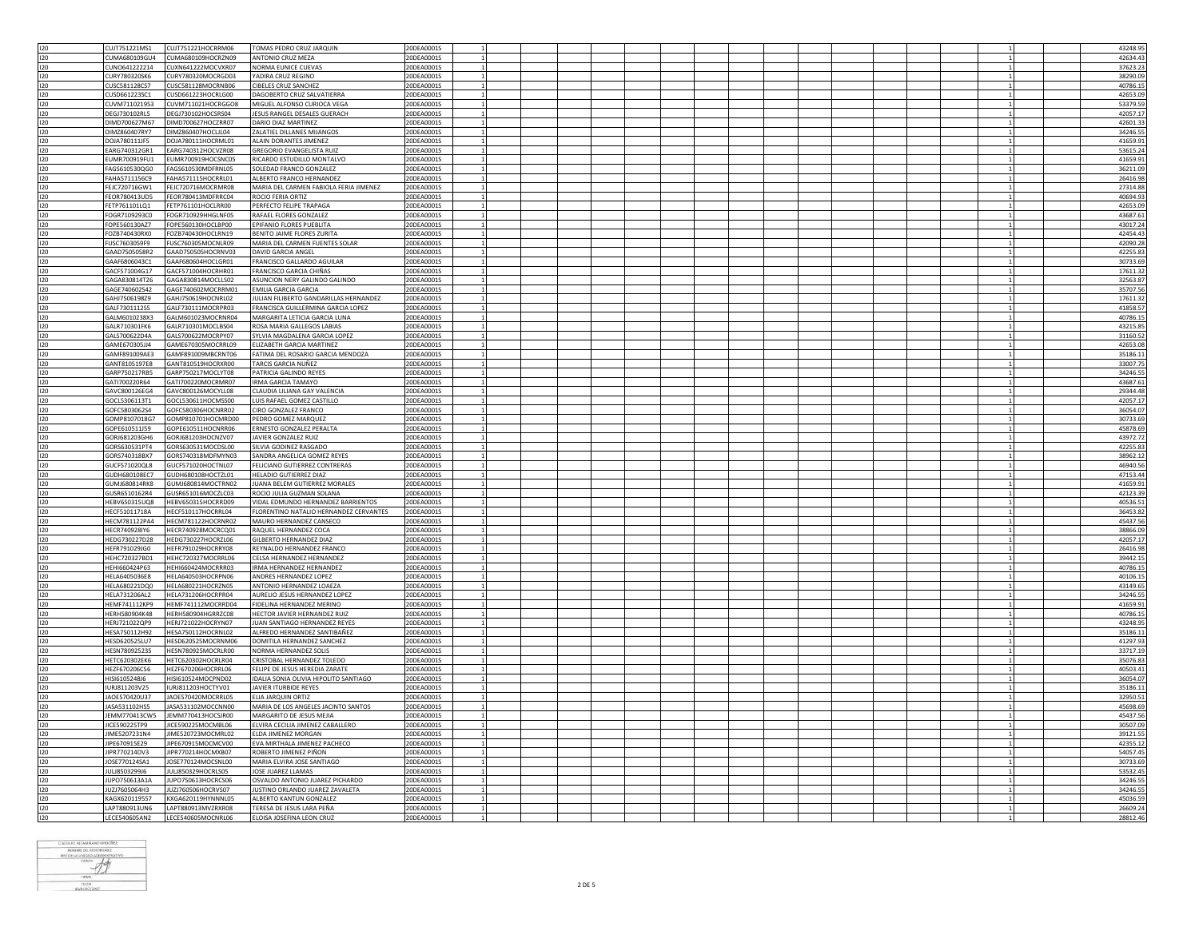| | | | | | | | | | | | | | | | | |
|---|---|---|---|---|---|---|---|---|---|---|---|---|---|---|---|---|
| I20 | CUJT751221MS1 | CUJT751221HOCRRM06 | TOMAS PEDRO CRUZ JARQUIN | 20DEA0001S | 1 | | | | | | | | | | 1 | 43248.95 |
| I20 | CUMA680109GU4 | CUMA680109HOCRZN09 | ANTONIO CRUZ MEZA | 20DEA0001S | 1 | | | | | | | | | | 1 | 42634.43 |
| I20 | CUNO641222214 | CUXN641222MOCVXR07 | NORMA EUNICE CUEVAS | 20DEA0001S | 1 | | | | | | | | | | 1 | 37623.23 |
| I20 | CURY780320SK6 | CURY780320MOCRGD03 | YADIRA CRUZ REGINO | 20DEA0001S | 1 | | | | | | | | | | 1 | 38290.09 |
| I20 | CUSC581128CS7 | CUSC581128MOCRNB06 | CIBELES CRUZ SANCHEZ | 20DEA0001S | 1 | | | | | | | | | | 1 | 40786.15 |
| I20 | CUSD661223SC1 | CUSD661223HOCRLG00 | DAGOBERTO CRUZ SALVATIERRA | 20DEA0001S | 1 | | | | | | | | | | 1 | 42653.09 |
| I20 | CUVM711021953 | CUVM711021HOCRGG08 | MIGUEL ALFONSO CURIOCA VEGA | 20DEA0001S | 1 | | | | | | | | | | 1 | 53379.59 |
| I20 | DEGJ730102RL5 | DEGJ730102HOCSRS04 | JESUS RANGEL DESALES GUERACH | 20DEA0001S | 1 | | | | | | | | | | 1 | 42057.17 |
| I20 | DIMD700627M67 | DIMD700627HOCZRR07 | DARIO DIAZ MARTINEZ | 20DEA0001S | 1 | | | | | | | | | | 1 | 42601.33 |
| I20 | DIMZ860407RY7 | DIMZ860407HOCLJL04 | ZALATIEL DILLANES MIJANGOS | 20DEA0001S | 1 | | | | | | | | | | 1 | 34246.55 |
| I20 | DOJA780111JF5 | DOJA780111HOCRML01 | ALAIN DORANTES JIMENEZ | 20DEA0001S | 1 | | | | | | | | | | 1 | 41659.91 |
| I20 | EARG740312GR1 | EARG740312HOCVZR08 | GREGORIO EVANGELISTA RUIZ | 20DEA0001S | 1 | | | | | | | | | | 1 | 53615.24 |
| I20 | EUMR700919FU1 | EUMR700919HOCSNC05 | RICARDO ESTUDILLO MONTALVO | 20DEA0001S | 1 | | | | | | | | | | 1 | 41659.91 |
| I20 | FAGS610530QG0 | FAGS610530MDFRNL05 | SOLEDAD FRANCO GONZALEZ | 20DEA0001S | 1 | | | | | | | | | | 1 | 36211.09 |
| I20 | FAHA5711156C9 | FAHA571115HOCRRL01 | ALBERTO FRANCO HERNANDEZ | 20DEA0001S | 1 | | | | | | | | | | 1 | 26416.98 |
| I20 | FEJC720716GW1 | FEJC720716MOCRMR08 | MARIA DEL CARMEN FABIOLA FERIA JIMENEZ | 20DEA0001S | 1 | | | | | | | | | | 1 | 27314.88 |
| I20 | FEOR780413UD5 | FEOR780413MDFRRC04 | ROCIO FERIA ORTIZ | 20DEA0001S | 1 | | | | | | | | | | 1 | 40694.93 |
| I20 | FETP761101LQ1 | FETP761101HOCLRR00 | PERFECTO FELIPE TRAPAGA | 20DEA0001S | 1 | | | | | | | | | | 1 | 42653.09 |
| I20 | FOGR7109293C0 | FOGR710929HHGLNF05 | RAFAEL FLORES GONZALEZ | 20DEA0001S | 1 | | | | | | | | | | 1 | 43687.61 |
| I20 | FOPE560130AZ7 | FOPE560130HOCLBP00 | EPIFANIO FLORES PUEBLITA | 20DEA0001S | 1 | | | | | | | | | | 1 | 43017.24 |
| I20 | FOZB740430RX0 | FOZB740430HOCLRN19 | BENITO JAIME FLORES ZURITA | 20DEA0001S | 1 | | | | | | | | | | 1 | 42454.43 |
| I20 | FUSC7603059F9 | FUSC760305MOCNLR09 | MARIA DEL CARMEN FUENTES SOLAR | 20DEA0001S | 1 | | | | | | | | | | 1 | 42090.28 |
| I20 | GAAD7505058R2 | GAAD750505HOCRNV03 | DAVID GARCIA ANGEL | 20DEA0001S | 1 | | | | | | | | | | 1 | 42255.83 |
| I20 | GAAF6806043C1 | GAAF680604HOCLGR01 | FRANCISCO GALLARDO AGUILAR | 20DEA0001S | 1 | | | | | | | | | | 1 | 30733.69 |
| I20 | GACF571004G17 | GACF571004HOCRHR01 | FRANCISCO GARCIA CHIÑAS | 20DEA0001S | 1 | | | | | | | | | | 1 | 17611.32 |
| I20 | GAGA830814T26 | GAGA830814MOCLLS02 | ASUNCION NERY GALINDO GALINDO | 20DEA0001S | 1 | | | | | | | | | | 1 | 32563.87 |
| I20 | GAGE740602S42 | GAGE740602MOCRRM01 | EMILIA GARCIA GARCIA | 20DEA0001S | 1 | | | | | | | | | | 1 | 35707.56 |
| I20 | GAHJ750619BZ9 | GAHJ750619HOCNRL02 | JULIAN FILIBERTO GANDARILLAS HERNANDEZ | 20DEA0001S | 1 | | | | | | | | | | 1 | 17611.32 |
| I20 | GALF730111255 | GALF730111MOCRPR03 | FRANCISCA GUILLERMINA GARCIA LOPEZ | 20DEA0001S | 1 | | | | | | | | | | 1 | 41858.57 |
| I20 | GALM6010238X3 | GALM601023MOCRNR04 | MARGARITA LETICIA GARCIA LUNA | 20DEA0001S | 1 | | | | | | | | | | 1 | 40786.15 |
| I20 | GALR710301FK6 | GALR710301MOCLBS04 | ROSA MARIA GALLEGOS LABIAS | 20DEA0001S | 1 | | | | | | | | | | 1 | 43215.85 |
| I20 | GALS700622D4A | GALS700622MOCRPY07 | SYLVIA MAGDALENA GARCIA LOPEZ | 20DEA0001S | 1 | | | | | | | | | | 1 | 31160.52 |
| I20 | GAME670305JJ4 | GAME670305MOCRRL09 | ELIZABETH GARCIA MARTINEZ | 20DEA0001S | 1 | | | | | | | | | | 1 | 42653.08 |
| I20 | GAMF891009AE3 | GAMF891009MBCRNT06 | FATIMA DEL ROSARIO GARCIA MENDOZA | 20DEA0001S | 1 | | | | | | | | | | 1 | 35186.11 |
| I20 | GANT810519 7E8 | GANT810519HOCRXR00 | TARCIS GARCIA NUÑEZ | 20DEA0001S | 1 | | | | | | | | | | 1 | 33007.75 |
| I20 | GARP750217RB5 | GARP750217MOCLYT08 | PATRICIA GALINDO REYES | 20DEA0001S | 1 | | | | | | | | | | 1 | 34246.55 |
| I20 | GATI700220R64 | GATI700220MOCRMR07 | IRMA GARCIA TAMAYO | 20DEA0001S | 1 | | | | | | | | | | 1 | 43687.61 |
| I20 | GAVC800126EG4 | GAVC800126MOCYLL08 | CLAUDIA LILIANA GAY VALENCIA | 20DEA0001S | 1 | | | | | | | | | | 1 | 29344.48 |
| I20 | GOCL5306113T1 | GOCL530611HOCMSS00 | LUIS RAFAEL GOMEZ CASTILLO | 20DEA0001S | 1 | | | | | | | | | | 1 | 42057.17 |
| I20 | GOFC5803062S4 | GOFC580306HOCNRR02 | CIRO GONZALEZ FRANCO | 20DEA0001S | 1 | | | | | | | | | | 1 | 36054.07 |
| I20 | GOMP8107018G7 | GOMP810701HOCMRD00 | PEDRO GOMEZ MARQUEZ | 20DEA0001S | 1 | | | | | | | | | | 1 | 30733.69 |
| I20 | GOPE610511J59 | GOPE610511HOCNRR06 | ERNESTO GONZALEZ PERALTA | 20DEA0001S | 1 | | | | | | | | | | 1 | 45878.69 |
| I20 | GORJ681203GH6 | GORJ681203HOCNZV07 | JAVIER GONZALEZ RUIZ | 20DEA0001S | 1 | | | | | | | | | | 1 | 43972.72 |
| I20 | GORS630531PT4 | GORS630531MOCDSL00 | SILVIA GODINEZ RASGADO | 20DEA0001S | 1 | | | | | | | | | | 1 | 42255.83 |
| I20 | GORS740318BX7 | GORS740318MDFMYN03 | SANDRA ANGELICA GOMEZ REYES | 20DEA0001S | 1 | | | | | | | | | | 1 | 38962.12 |
| I20 | GUCF571020QL8 | GUCF571020HOCTNL07 | FELICIANO GUTIERREZ CONTRERAS | 20DEA0001S | 1 | | | | | | | | | | 1 | 46940.56 |
| I20 | GUDH680108EC7 | GUDH680108HOCTZL01 | HELADIO GUTIERREZ DIAZ | 20DEA0001S | 1 | | | | | | | | | | 1 | 47153.44 |
| I20 | GUMJ680814RK8 | GUMJ680814MOCTRN02 | JUANA BELEM GUTIERREZ MORALES | 20DEA0001S | 1 | | | | | | | | | | 1 | 41659.91 |
| I20 | GUSR6510162R4 | GUSR651016MOCZLC03 | ROCIO JULIA GUZMAN SOLANA | 20DEA0001S | 1 | | | | | | | | | | 1 | 42123.39 |
| I20 | HEBV650315UQ8 | HEBV650315HOCRRD09 | VIDAL EDMUNDO HERNANDEZ BARRIENTOS | 20DEA0001S | 1 | | | | | | | | | | 1 | 40536.51 |
| I20 | HECF51011718A | HECF510117HOCRRL04 | FLORENTINO NATALIO HERNANDEZ CERVANTES | 20DEA0001S | 1 | | | | | | | | | | 1 | 36453.82 |
| I20 | HECM781122PA4 | HECM781122HOCRNR02 | MAURO HERNANDEZ CANSECO | 20DEA0001S | 1 | | | | | | | | | | 1 | 45437.56 |
| I20 | HECR740928IY6 | HECR740928MOCRCQ01 | RAQUEL HERNANDEZ COCA | 20DEA0001S | 1 | | | | | | | | | | 1 | 38866.09 |
| I20 | HEDG730227D28 | HEDG730227HOCRZL06 | GILBERTO HERNANDEZ DIAZ | 20DEA0001S | 1 | | | | | | | | | | 1 | 42057.17 |
| I20 | HEFR791029JG0 | HEFR791029HOCRRY08 | REYNALDO HERNANDEZ FRANCO | 20DEA0001S | 1 | | | | | | | | | | 1 | 26416.98 |
| I20 | HEHC720327BD1 | HEHC720327MOCRRL06 | CELSA HERNANDEZ HERNANDEZ | 20DEA0001S | 1 | | | | | | | | | | 1 | 39442.15 |
| I20 | HEHI660424P63 | HEHI660424MOCRRR03 | IRMA HERNANDEZ HERNANDEZ | 20DEA0001S | 1 | | | | | | | | | | 1 | 40786.15 |
| I20 | HELA6405036E8 | HELA640503HOCRPN06 | ANDRES HERNANDEZ LOPEZ | 20DEA0001S | 1 | | | | | | | | | | 1 | 40106.15 |
| I20 | HELA680221DQ0 | HELA680221HOCRZN05 | ANTONIO HERNANDEZ LOAEZA | 20DEA0001S | 1 | | | | | | | | | | 1 | 43149.65 |
| I20 | HELA731206AL2 | HELA731206HOCRPR04 | AURELIO JESUS HERNANDEZ LOPEZ | 20DEA0001S | 1 | | | | | | | | | | 1 | 34246.55 |
| I20 | HEMF741112KP9 | HEMF741112MOCRRD04 | FIDELINA HERNANDEZ MERINO | 20DEA0001S | 1 | | | | | | | | | | 1 | 41659.91 |
| I20 | HERH580904K48 | HERH580904HGRRZC08 | HECTOR JAVIER HERNANDEZ RUIZ | 20DEA0001S | 1 | | | | | | | | | | 1 | 40786.15 |
| I20 | HERJ721022QP9 | HERJ721022HOCRYN07 | JUAN SANTIAGO HERNANDEZ REYES | 20DEA0001S | 1 | | | | | | | | | | 1 | 43248.95 |
| I20 | HESA750112H92 | HESA750112HOCRNL02 | ALFREDO HERNANDEZ SANTIBAÑEZ | 20DEA0001S | 1 | | | | | | | | | | 1 | 35186.11 |
| I20 | HESD620525LU7 | HESD620525MOCRNM06 | DOMITILA HERNANDEZ SANCHEZ | 20DEA0001S | 1 | | | | | | | | | | 1 | 41297.93 |
| I20 | HESN780925235 | HESN780925MOCRLR00 | NORMA HERNANDEZ SOLIS | 20DEA0001S | 1 | | | | | | | | | | 1 | 33717.19 |
| I20 | HETC620302EK6 | HETC620302HOCRLR04 | CRISTOBAL HERNANDEZ TOLEDO | 20DEA0001S | 1 | | | | | | | | | | 1 | 35076.83 |
| I20 | HEZF670206C56 | HEZF670206HOCRRL06 | FELIPE DE JESUS HEREDIA ZARATE | 20DEA0001S | 1 | | | | | | | | | | 1 | 40503.41 |
| I20 | HISI6105248J6 | HISI610524MOCPND02 | IDALIA SONIA OLIVIA HIPOLITO SANTIAGO | 20DEA0001S | 1 | | | | | | | | | | 1 | 36054.07 |
| I20 | IURJ811203V25 | IURJ811203HOCTYV01 | JAVIER ITURBIDE REYES | 20DEA0001S | 1 | | | | | | | | | | 1 | 35186.11 |
| I20 | JAOE570420U37 | JAOE570420MOCRRL05 | ELIA JARQUIN ORTIZ | 20DEA0001S | 1 | | | | | | | | | | 1 | 32950.51 |
| I20 | JASA531102HS5 | JASA531102MOCCNN00 | MARIA DE LOS ANGELES JACINTO SANTOS | 20DEA0001S | 1 | | | | | | | | | | 1 | 45698.69 |
| I20 | JEMM770413CW5 | JEMM770413HOCSJR00 | MARGARITO DE JESUS MEJIA | 20DEA0001S | 1 | | | | | | | | | | 1 | 45437.56 |
| I20 | JICE590225TP9 | JICE590225MOCMBL06 | ELVIRA CECILIA JIMENEZ CABALLERO | 20DEA0001S | 1 | | | | | | | | | | 1 | 30507.09 |
| I20 | JIME5207231N4 | JIME520723MOCMRL02 | ELDA JIMENEZ MORGAN | 20DEA0001S | 1 | | | | | | | | | | 1 | 39121.55 |
| I20 | JIPE670915E29 | JIPE670915MOCMCV00 | EVA MIRTHALA JIMENEZ PACHECO | 20DEA0001S | 1 | | | | | | | | | | 1 | 42355.12 |
| I20 | JIPR770214DV3 | JIPR770214HOCMXB07 | ROBERTO JIMENEZ PIÑON | 20DEA0001S | 1 | | | | | | | | | | 1 | 54057.45 |
| I20 | JOSE770124SA1 | JOSE770124MOCSNL00 | MARIA ELVIRA JOSE SANTIAGO | 20DEA0001S | 1 | | | | | | | | | | 1 | 30733.69 |
| I20 | JULJ850329916 | JULJ850329HOCRLS05 | JOSE JUAREZ LLAMAS | 20DEA0001S | 1 | | | | | | | | | | 1 | 53532.45 |
| I20 | JUPO750613A1A | JUPO750613HOCRCS06 | OSVALDO ANTONIO JUAREZ PICHARDO | 20DEA0001S | 1 | | | | | | | | | | 1 | 34246.55 |
| I20 | JUZJ7605064H3 | JUZJ760506HOCRVS07 | JUSTINO ORLANDO JUAREZ ZAVALETA | 20DEA0001S | 1 | | | | | | | | | | 1 | 34246.55 |
| I20 | KAGX620119557 | KXGA620119HYNNNL05 | ALBERTO KANTUN GONZALEZ | 20DEA0001S | 1 | | | | | | | | | | 1 | 45036.59 |
| I20 | LAPT880913UN6 | LAPT880913MVZRXR08 | TERESA DE JESUS LARA PEÑA | 20DEA0001S | 1 | | | | | | | | | | 1 | 26609.24 |
| I20 | LECE540605AN2 | LECE540605MOCNRL06 | ELOISA JOSEFINA LEON CRUZ | 20DEA0001S | 1 | | | | | | | | | | 1 | 28812.46 |

CLAUDIO ALTAMIRANO ORDOÑEZ
NOMBRE DEL RESPONSABLE
JEFE DE LA UNIDAD ADMINISTRATIVA
CARGO
FIRMA
FECHA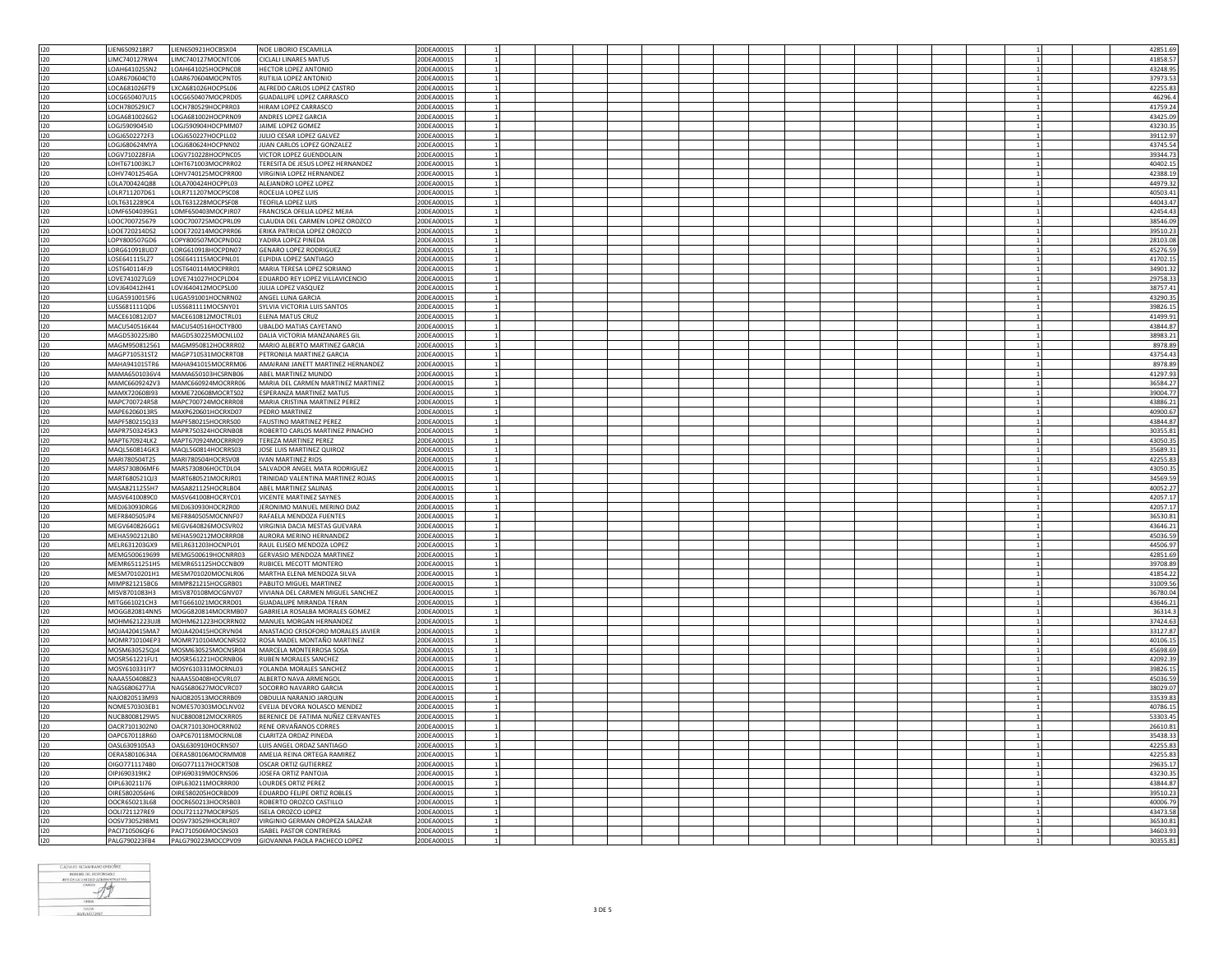| | | | | | | | | | | | | | | | | | | |
|---|---|---|---|---|---|---|---|---|---|---|---|---|---|---|---|---|---|---|
| I20 | LIEN6509218R7 | LIEN650921HOCBSX04 | NOE LIBORIO ESCAMILLA | 20DEA0001S | 1 | | | | | | | | | | | 1 | | 42851.69 |
| I20 | LIMC740127RW4 | LIMC740127MOCNTC06 | CICLALI LINARES MATUS | 20DEA0001S | 1 | | | | | | | | | | | 1 | | 41858.57 |
| I20 | LOAH641025SN2 | LOAH641025HOCPNC08 | HECTOR LOPEZ ANTONIO | 20DEA0001S | 1 | | | | | | | | | | | 1 | | 43248.95 |
| I20 | LOAR670604CT0 | LOAR670604MOCPNT05 | RUTILIA LOPEZ ANTONIO | 20DEA0001S | 1 | | | | | | | | | | | 1 | | 37973.53 |
| I20 | LOCA681026FT9 | LXCA681026HOCPSL06 | ALFREDO CARLOS LOPEZ CASTRO | 20DEA0001S | 1 | | | | | | | | | | | 1 | | 42255.83 |
| I20 | LOCG650407U15 | LOCG650407MOCPRD05 | GUADALUPE LOPEZ CARRASCO | 20DEA0001S | 1 | | | | | | | | | | | 1 | | 46296.4 |
| I20 | LOCH780529JC7 | LOCH780529HOCPRR03 | HIRAM LOPEZ CARRASCO | 20DEA0001S | 1 | | | | | | | | | | | 1 | | 41759.24 |
| I20 | LOGA6810026G2 | LOGA681002HOCPRN09 | ANDRES LOPEZ GARCIA | 20DEA0001S | 1 | | | | | | | | | | | 1 | | 43425.09 |
| I20 | LOGJ5909045I0 | LOGJ590904HOCPMM07 | JAIME LOPEZ GOMEZ | 20DEA0001S | 1 | | | | | | | | | | | 1 | | 43230.35 |
| I20 | LOGJ6502272F3 | LOGJ650227HOCPLL02 | JULIO CESAR LOPEZ GALVEZ | 20DEA0001S | 1 | | | | | | | | | | | 1 | | 39112.97 |
| I20 | LOGJ680624MYA | LOGJ680624HOCPNN02 | JUAN CARLOS LOPEZ GONZALEZ | 20DEA0001S | 1 | | | | | | | | | | | 1 | | 43745.54 |
| I20 | LOGV710228FIA | LOGV710228HOCPNC05 | VICTOR LOPEZ GUENDOLAIN | 20DEA0001S | 1 | | | | | | | | | | | 1 | | 39344.73 |
| I20 | LOHT671003KL7 | LOHT671003MOCPRR02 | TERESITA DE JESUS LOPEZ HERNANDEZ | 20DEA0001S | 1 | | | | | | | | | | | 1 | | 40402.15 |
| I20 | LOHV7401254GA | LOHV740125MOCPRR00 | VIRGINIA LOPEZ HERNANDEZ | 20DEA0001S | 1 | | | | | | | | | | | 1 | | 42388.19 |
| I20 | LOLA700424Q88 | LOLA700424HOCPPL03 | ALEJANDRO LOPEZ LOPEZ | 20DEA0001S | 1 | | | | | | | | | | | 1 | | 44979.32 |
| I20 | LOLR711207D61 | LOLR711207MOCPSC08 | ROCELIA LOPEZ LUIS | 20DEA0001S | 1 | | | | | | | | | | | 1 | | 40503.41 |
| I20 | LOLT6312289C4 | LOLT631228MOCPSF08 | TEOFILA LOPEZ LUIS | 20DEA0001S | 1 | | | | | | | | | | | 1 | | 44043.47 |
| I20 | LOMF6504039G1 | LOMF650403MOCPJR07 | FRANCISCA OFELIA LOPEZ MEJIA | 20DEA0001S | 1 | | | | | | | | | | | 1 | | 42454.43 |
| I20 | LOOC700725679 | LOOC700725MOCPRL09 | CLAUDIA DEL CARMEN LOPEZ OROZCO | 20DEA0001S | 1 | | | | | | | | | | | 1 | | 38546.09 |
| I20 | LOOE720214DS2 | LOOE720214MOCPRR06 | ERIKA PATRICIA LOPEZ OROZCO | 20DEA0001S | 1 | | | | | | | | | | | 1 | | 39510.23 |
| I20 | LOPY800507GD6 | LOPY800507MOCPND02 | YADIRA LOPEZ PINEDA | 20DEA0001S | 1 | | | | | | | | | | | 1 | | 28103.08 |
| I20 | LORG610918UD7 | LORG610918HOCPDN07 | GENARO LOPEZ RODRIGUEZ | 20DEA0001S | 1 | | | | | | | | | | | 1 | | 45276.59 |
| I20 | LOSE641115LZ7 | LOSE641115MOCPNL01 | ELPIDIA LOPEZ SANTIAGO | 20DEA0001S | 1 | | | | | | | | | | | 1 | | 41702.15 |
| I20 | LOST640114FJ9 | LOST640114MOCPRR01 | MARIA TERESA LOPEZ SORIANO | 20DEA0001S | 1 | | | | | | | | | | | 1 | | 34901.32 |
| I20 | LOVE741027LG9 | LOVE741027HOCPLD04 | EDUARDO REY LOPEZ VILLAVICENCIO | 20DEA0001S | 1 | | | | | | | | | | | 1 | | 29758.33 |
| I20 | LOVJ640412H41 | LOVJ640412MOCPSL00 | JULIA LOPEZ VASQUEZ | 20DEA0001S | 1 | | | | | | | | | | | 1 | | 38757.41 |
| I20 | LUGA5910015F6 | LUGA591001HOCNRN02 | ANGEL LUNA GARCIA | 20DEA0001S | 1 | | | | | | | | | | | 1 | | 43290.35 |
| I20 | LUSS681111QD6 | LUSS681111MOCSNY01 | SYLVIA VICTORIA LUIS SANTOS | 20DEA0001S | 1 | | | | | | | | | | | 1 | | 39826.15 |
| I20 | MACE610812JD7 | MACE610812MOCTRL01 | ELENA MATUS CRUZ | 20DEA0001S | 1 | | | | | | | | | | | 1 | | 41499.91 |
| I20 | MACU540516K44 | MACU540516HOCTYB00 | UBALDO MATIAS CAYETANO | 20DEA0001S | 1 | | | | | | | | | | | 1 | | 43844.87 |
| I20 | MAGD530225JB0 | MAGD530225MOCNLL02 | DALIA VICTORIA MANZANARES GIL | 20DEA0001S | 1 | | | | | | | | | | | 1 | | 38983.21 |
| I20 | MAGM950812561 | MAGM950812HOCRRR02 | MARIO ALBERTO MARTINEZ GARCIA | 20DEA0001S | 1 | | | | | | | | | | | 1 | | 8978.89 |
| I20 | MAGP710531ST2 | MAGP710531MOCRRT08 | PETRONILA MARTINEZ GARCIA | 20DEA0001S | 1 | | | | | | | | | | | 1 | | 43754.43 |
| I20 | MAHA941015TR6 | MAHA941015MOCRRM06 | AMAIRANI JANETT MARTINEZ HERNANDEZ | 20DEA0001S | 1 | | | | | | | | | | | 1 | | 8978.89 |
| I20 | MAMA6501036V4 | MAMA650103HCSRNB06 | ABEL MARTINEZ MUNDO | 20DEA0001S | 1 | | | | | | | | | | | 1 | | 41297.93 |
| I20 | MAMC6609242V3 | MAMC660924MOCRRR06 | MARIA DEL CARMEN MARTINEZ MARTINEZ | 20DEA0001S | 1 | | | | | | | | | | | 1 | | 36584.27 |
| I20 | MAMX720608I93 | MXME720608MOCRTS02 | ESPERANZA MARTINEZ MATUS | 20DEA0001S | 1 | | | | | | | | | | | 1 | | 39004.77 |
| I20 | MAPC700724R58 | MAPC700724MOCRRR08 | MARIA CRISTINA MARTINEZ PEREZ | 20DEA0001S | 1 | | | | | | | | | | | 1 | | 43886.21 |
| I20 | MAPE6206013R5 | MAXP620601HOCRXD07 | PEDRO MARTINEZ | 20DEA0001S | 1 | | | | | | | | | | | 1 | | 40900.67 |
| I20 | MAPF580215Q33 | MAPF580215HOCRRS00 | FAUSTINO MARTINEZ PEREZ | 20DEA0001S | 1 | | | | | | | | | | | 1 | | 43844.87 |
| I20 | MAPR7503245K3 | MAPR750324HOCRNB08 | ROBERTO CARLOS MARTINEZ PINACHO | 20DEA0001S | 1 | | | | | | | | | | | 1 | | 30355.81 |
| I20 | MAPT670924LK2 | MAPT670924MOCRRR09 | TEREZA MARTINEZ PEREZ | 20DEA0001S | 1 | | | | | | | | | | | 1 | | 43050.35 |
| I20 | MAQL560814GK3 | MAQL560814HOCRRS03 | JOSE LUIS MARTINEZ QUIROZ | 20DEA0001S | 1 | | | | | | | | | | | 1 | | 35689.31 |
| I20 | MARI780504T25 | MARI780504HOCRSV08 | IVAN MARTINEZ RIOS | 20DEA0001S | 1 | | | | | | | | | | | 1 | | 42255.83 |
| I20 | MARS730806MF6 | MARS730806HOCTDL04 | SALVADOR ANGEL MATA RODRIGUEZ | 20DEA0001S | 1 | | | | | | | | | | | 1 | | 43050.35 |
| I20 | MART680521QJ3 | MART680521MOCRJR01 | TRINIDAD VALENTINA MARTINEZ ROJAS | 20DEA0001S | 1 | | | | | | | | | | | 1 | | 34569.59 |
| I20 | MASA8211255H7 | MASA821125HOCRLB04 | ABEL MARTINEZ SALINAS | 20DEA0001S | 1 | | | | | | | | | | | 1 | | 40052.27 |
| I20 | MASV6410089C0 | MASV641008HOCRYC01 | VICENTE MARTINEZ SAYNES | 20DEA0001S | 1 | | | | | | | | | | | 1 | | 42057.17 |
| I20 | MEDJ630930RG6 | MEDJ630930HOCRZR00 | JERONIMO MANUEL MERINO DIAZ | 20DEA0001S | 1 | | | | | | | | | | | 1 | | 42057.17 |
| I20 | MEFR840505JP4 | MEFR840505MOCNNF07 | RAFAELA MENDOZA FUENTES | 20DEA0001S | 1 | | | | | | | | | | | 1 | | 36530.81 |
| I20 | MEGV640826GG1 | MEGV640826MOCSVR02 | VIRGINIA DACIA MESTAS GUEVARA | 20DEA0001S | 1 | | | | | | | | | | | 1 | | 43646.21 |
| I20 | MEHA590212LB0 | MEHA590212MOCRRR08 | AURORA MERINO HERNANDEZ | 20DEA0001S | 1 | | | | | | | | | | | 1 | | 45036.59 |
| I20 | MELR631203GX9 | MELR631203HOCNPL01 | RAUL ELISEO MENDOZA LOPEZ | 20DEA0001S | 1 | | | | | | | | | | | 1 | | 44506.97 |
| I20 | MEMG500619699 | MEMG500619HOCNRR03 | GERVASIO MENDOZA MARTINEZ | 20DEA0001S | 1 | | | | | | | | | | | 1 | | 42851.69 |
| I20 | MEMR6511251H5 | MEMR651125HOCCNB09 | RUBICEL MECOTT MONTERO | 20DEA0001S | 1 | | | | | | | | | | | 1 | | 39708.89 |
| I20 | MESM7010201H1 | MESM701020MOCNLR06 | MARTHA ELENA MENDOZA SILVA | 20DEA0001S | 1 | | | | | | | | | | | 1 | | 41854.22 |
| I20 | MIMP821215BC6 | MIMP821215HOCGRB01 | PABLITO MIGUEL MARTINEZ | 20DEA0001S | 1 | | | | | | | | | | | 1 | | 31009.56 |
| I20 | MISV8701083H3 | MISV870108MOCGNV07 | VIVIANA DEL CARMEN MIGUEL SANCHEZ | 20DEA0001S | 1 | | | | | | | | | | | 1 | | 36780.04 |
| I20 | MITG661021CH3 | MITG661021MOCRRD01 | GUADALUPE MIRANDA TERAN | 20DEA0001S | 1 | | | | | | | | | | | 1 | | 43646.21 |
| I20 | MOGG820814NN5 | MOGG820814MOCRMB07 | GABRIELA ROSALBA MORALES GOMEZ | 20DEA0001S | 1 | | | | | | | | | | | 1 | | 36314.3 |
| I20 | MOHM621223UJ8 | MOHM621223HOCRRN02 | MANUEL MORGAN HERNANDEZ | 20DEA0001S | 1 | | | | | | | | | | | 1 | | 37424.63 |
| I20 | MOJA420415MA7 | MOJA420415HOCRVN04 | ANASTACIO CRISOFORO MORALES JAVIER | 20DEA0001S | 1 | | | | | | | | | | | 1 | | 33127.87 |
| I20 | MOMR710104EP3 | MOMR710104MOCNRS02 | ROSA MADEL MONTAÑO MARTINEZ | 20DEA0001S | 1 | | | | | | | | | | | 1 | | 40106.15 |
| I20 | MOSM630525QJ4 | MOSM630525MOCNSR04 | MARCELA MONTERROSA SOSA | 20DEA0001S | 1 | | | | | | | | | | | 1 | | 45698.69 |
| I20 | MOSR561221FU1 | MOSR561221HOCRNB06 | RUBEN MORALES SANCHEZ | 20DEA0001S | 1 | | | | | | | | | | | 1 | | 42092.39 |
| I20 | MOSY610331IY7 | MOSY610331MOCRNL03 | YOLANDA MORALES SANCHEZ | 20DEA0001S | 1 | | | | | | | | | | | 1 | | 39826.15 |
| I20 | NAAA550408BZ3 | NAAA550408HOCVRL07 | ALBERTO NAVA ARMENGOL | 20DEA0001S | 1 | | | | | | | | | | | 1 | | 45036.59 |
| I20 | NAGS6806277IA | NAGS680627MOCVRC07 | SOCORRO NAVARRO GARCIA | 20DEA0001S | 1 | | | | | | | | | | | 1 | | 38029.07 |
| I20 | NAJO820513M93 | NAJO820513MOCRRB09 | OBDULIA NARANJO JARQUIN | 20DEA0001S | 1 | | | | | | | | | | | 1 | | 33539.83 |
| I20 | NOME570303EB1 | NOME570303MOCLNV02 | EVELIA DEVORA NOLASCO MENDEZ | 20DEA0001S | 1 | | | | | | | | | | | 1 | | 40786.15 |
| I20 | NUCB8008129W5 | NUCB800812MOCXRR05 | BERENICE DE FATIMA NUÑEZ CERVANTES | 20DEA0001S | 1 | | | | | | | | | | | 1 | | 53303.45 |
| I20 | OACR7101302N0 | OACR710130HOCRRN02 | RENE ORVAÑANOS CORRES | 20DEA0001S | 1 | | | | | | | | | | | 1 | | 26610.81 |
| I20 | OAPC670118R60 | OAPC670118MOCRNL08 | CLARITZA ORDAZ PINEDA | 20DEA0001S | 1 | | | | | | | | | | | 1 | | 35438.33 |
| I20 | OASL6309105A3 | OASL630910HOCRNS07 | LUIS ANGEL ORDAZ SANTIAGO | 20DEA0001S | 1 | | | | | | | | | | | 1 | | 42255.83 |
| I20 | OERA58010634A | OERA580106MOCRMM08 | AMELIA REINA ORTEGA RAMIREZ | 20DEA0001S | 1 | | | | | | | | | | | 1 | | 42255.83 |
| I20 | OIGO7711174B0 | OIGO771117HOCRTS08 | OSCAR ORTIZ GUTIERREZ | 20DEA0001S | 1 | | | | | | | | | | | 1 | | 29635.17 |
| I20 | OIPJ690319IK2 | OIPJ690319MOCRNS06 | JOSEFA ORTIZ PANTOJA | 20DEA0001S | 1 | | | | | | | | | | | 1 | | 43230.35 |
| I20 | OIPL630211I76 | OIPL630211MOCRRR00 | LOURDES ORTIZ PEREZ | 20DEA0001S | 1 | | | | | | | | | | | 1 | | 43844.87 |
| I20 | OIRE5802056H6 | OIRE580205HOCRBD09 | EDUARDO FELIPE ORTIZ ROBLES | 20DEA0001S | 1 | | | | | | | | | | | 1 | | 39510.23 |
| I20 | OOCR650213L68 | OOCR650213HOCRSB03 | ROBERTO OROZCO CASTILLO | 20DEA0001S | 1 | | | | | | | | | | | 1 | | 40006.79 |
| I20 | OOLI721127RE9 | OOLI721127MOCRPS05 | ISELA OROZCO LOPEZ | 20DEA0001S | 1 | | | | | | | | | | | 1 | | 43473.58 |
| I20 | OOSV7305298M1 | OOSV730529HOCRLR07 | VIRGINIO GERMAN OROPEZA SALAZAR | 20DEA0001S | 1 | | | | | | | | | | | 1 | | 36530.81 |
| I20 | PACI710506QF6 | PACI710506MOCSNS03 | ISABEL PASTOR CONTRERAS | 20DEA0001S | 1 | | | | | | | | | | | 1 | | 34603.93 |
| I20 | PALG790223FB4 | PALG790223MOCCPV09 | GIOVANNA PAOLA PACHECO LOPEZ | 20DEA0001S | 1 | | | | | | | | | | | 1 | | 30355.81 |

CLAUDIO ALTAMIRANO ORDOÑEZ
NOMBRE DEL RESPONSABLE
JEFE DE LA UNIDAD ADMINISTRATIVA
CARGO
FIRMA
FECHA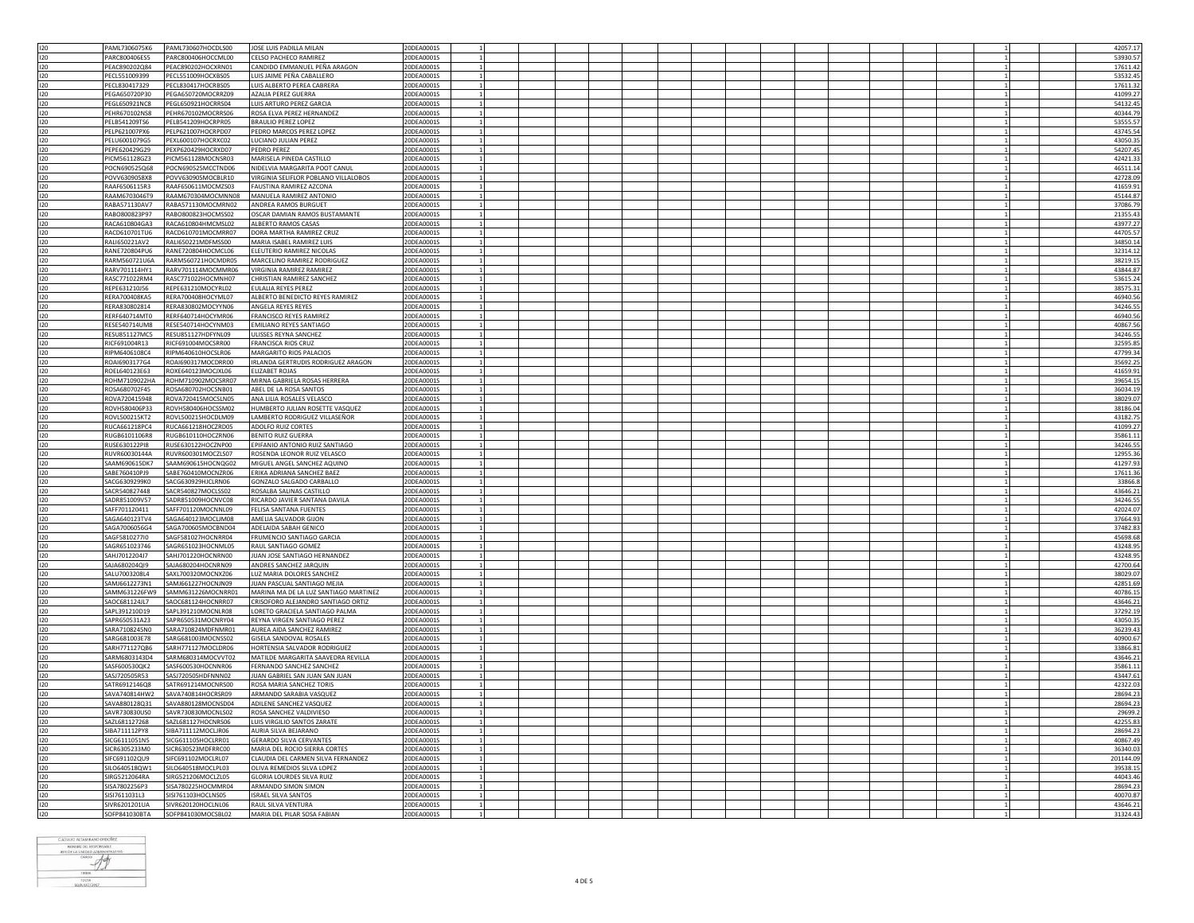| | | | | | | | | | | | | | | | | | | | | | | |
|---|---|---|---|---|---|---|---|---|---|---|---|---|---|---|---|---|---|---|---|---|---|---|
| I20 | PAML7306075K6 | PAML730607HOCDLS00 | JOSE LUIS PADILLA MILAN | 20DEA0001S | 1 | | | | | | | | | | | | | | | 1 | | 42057.17 |
| I20 | PARC800406ES5 | PARC800406HOCCML00 | CELSO PACHECO RAMIREZ | 20DEA0001S | 1 | | | | | | | | | | | | | | | 1 | | 53930.57 |
| I20 | PEAC890202Q84 | PEAC890202HOCXRN01 | CANDIDO EMMANUEL PEÑA ARAGON | 20DEA0001S | 1 | | | | | | | | | | | | | | | 1 | | 17611.42 |
| I20 | PECL551009399 | PECL551009HOCXBS05 | LUIS JAIME PEÑA CABALLERO | 20DEA0001S | 1 | | | | | | | | | | | | | | | 1 | | 53532.45 |
| I20 | PECL830417329 | PECL830417HOCRBS05 | LUIS ALBERTO PEREA CABRERA | 20DEA0001S | 1 | | | | | | | | | | | | | | | 1 | | 17611.32 |
| I20 | PEGA650720P30 | PEGA650720MOCRRZ09 | AZALIA PEREZ GUERRA | 20DEA0001S | 1 | | | | | | | | | | | | | | | 1 | | 41099.27 |
| I20 | PEGL650921NC8 | PEGL650921HOCRRS04 | LUIS ARTURO PEREZ GARCIA | 20DEA0001S | 1 | | | | | | | | | | | | | | | 1 | | 54132.45 |
| I20 | PEHR670102NS8 | PEHR670102MOCRRS06 | ROSA ELVA PEREZ HERNANDEZ | 20DEA0001S | 1 | | | | | | | | | | | | | | | 1 | | 40344.79 |
| I20 | PELB541209TS6 | PELB541209HOCRPR05 | BRAULIO PEREZ LOPEZ | 20DEA0001S | 1 | | | | | | | | | | | | | | | 1 | | 53555.57 |
| I20 | PELP621007PX6 | PELP621007HOCRPD07 | PEDRO MARCOS PEREZ LOPEZ | 20DEA0001S | 1 | | | | | | | | | | | | | | | 1 | | 43745.54 |
| I20 | PELU6001079G5 | PEXL600107HOCRXC02 | LUCIANO JULIAN PEREZ | 20DEA0001S | 1 | | | | | | | | | | | | | | | 1 | | 43050.35 |
| I20 | PEPE620429G29 | PEXP620429HOCRXD07 | PEDRO PEREZ | 20DEA0001S | 1 | | | | | | | | | | | | | | | 1 | | 54207.45 |
| I20 | PICM561128GZ3 | PICM561128MOCNSR03 | MARISELA PINEDA CASTILLO | 20DEA0001S | 1 | | | | | | | | | | | | | | | 1 | | 42421.33 |
| I20 | POCN690525Q68 | POCN690525MCCTND06 | NIDELVIA MARGARITA POOT CANUL | 20DEA0001S | 1 | | | | | | | | | | | | | | | 1 | | 46511.14 |
| I20 | POVV6309058X8 | POVV630905MOCBLR10 | VIRGINIA SELIFLOR POBLANO VILLALOBOS | 20DEA0001S | 1 | | | | | | | | | | | | | | | 1 | | 42728.09 |
| I20 | RAAF6506115R3 | RAAF650611MOCMZS03 | FAUSTINA RAMIREZ AZCONA | 20DEA0001S | 1 | | | | | | | | | | | | | | | 1 | | 41659.91 |
| I20 | RAAM6703046T9 | RAAM670304MOCMNN08 | MANUELA RAMIREZ ANTONIO | 20DEA0001S | 1 | | | | | | | | | | | | | | | 1 | | 45144.87 |
| I20 | RABA571130AV7 | RABA571130MOCMRN02 | ANDREA RAMOS BURGUET | 20DEA0001S | 1 | | | | | | | | | | | | | | | 1 | | 37086.79 |
| I20 | RABO800823P97 | RABO800823HOCMSS02 | OSCAR DAMIAN RAMOS BUSTAMANTE | 20DEA0001S | 1 | | | | | | | | | | | | | | | 1 | | 21355.43 |
| I20 | RACA610804GA3 | RACA610804HMCMSL02 | ALBERTO RAMOS CASAS | 20DEA0001S | 1 | | | | | | | | | | | | | | | 1 | | 43977.27 |
| I20 | RACD610701TU6 | RACD610701MOCMRR07 | DORA MARTHA RAMIREZ CRUZ | 20DEA0001S | 1 | | | | | | | | | | | | | | | 1 | | 44705.57 |
| I20 | RALI650221AV2 | RALI650221MDFMSS00 | MARIA ISABEL RAMIREZ LUIS | 20DEA0001S | 1 | | | | | | | | | | | | | | | 1 | | 34850.14 |
| I20 | RANE720804PU6 | RANE720804HOCMCL06 | ELEUTERIO RAMIREZ NICOLAS | 20DEA0001S | 1 | | | | | | | | | | | | | | | 1 | | 32314.12 |
| I20 | RARM560721U6A | RARM560721HOCMDR05 | MARCELINO RAMIREZ RODRIGUEZ | 20DEA0001S | 1 | | | | | | | | | | | | | | | 1 | | 38219.15 |
| I20 | RARV701114HY1 | RARV701114MOCMMR06 | VIRGINIA RAMIREZ RAMIREZ | 20DEA0001S | 1 | | | | | | | | | | | | | | | 1 | | 43844.87 |
| I20 | RASC771022RM4 | RASC771022HOCMNH07 | CHRISTIAN RAMIREZ SANCHEZ | 20DEA0001S | 1 | | | | | | | | | | | | | | | 1 | | 53615.24 |
| I20 | REPE631210JS6 | REPE631210MOCYRL02 | EULALIA REYES PEREZ | 20DEA0001S | 1 | | | | | | | | | | | | | | | 1 | | 38575.31 |
| I20 | RERA700408KA5 | RERA700408HOCYML07 | ALBERTO BENEDICTO REYES RAMIREZ | 20DEA0001S | 1 | | | | | | | | | | | | | | | 1 | | 46940.56 |
| I20 | RERA830802814 | RERA830802MOCYYN06 | ANGELA REYES REYES | 20DEA0001S | 1 | | | | | | | | | | | | | | | 1 | | 34246.55 |
| I20 | RERF640714MT0 | RERF640714HOCYMR06 | FRANCISCO REYES RAMIREZ | 20DEA0001S | 1 | | | | | | | | | | | | | | | 1 | | 46940.56 |
| I20 | RESE540714UM8 | RESE540714HOCYNM03 | EMILIANO REYES SANTIAGO | 20DEA0001S | 1 | | | | | | | | | | | | | | | 1 | | 40867.56 |
| I20 | RESU851127MC5 | RESU851127HDFYNL09 | ULISSES REYNA SANCHEZ | 20DEA0001S | 1 | | | | | | | | | | | | | | | 1 | | 34246.55 |
| I20 | RICF691004R13 | RICF691004MOCSRR00 | FRANCISCA RIOS CRUZ | 20DEA0001S | 1 | | | | | | | | | | | | | | | 1 | | 32595.85 |
| I20 | RIPM6406108C4 | RIPM640610HOCSLR06 | MARGARITO RIOS PALACIOS | 20DEA0001S | 1 | | | | | | | | | | | | | | | 1 | | 47799.34 |
| I20 | ROAI6903177G4 | ROAI690317MOCDRR00 | IRLANDA GERTRUDIS RODRIGUEZ ARAGON | 20DEA0001S | 1 | | | | | | | | | | | | | | | 1 | | 35692.25 |
| I20 | ROEL640123E63 | ROXE640123MOCJXL06 | ELIZABET ROJAS | 20DEA0001S | 1 | | | | | | | | | | | | | | | 1 | | 41659.91 |
| I20 | ROHM7109022HA | ROHM710902MOCSRR07 | MIRNA GABRIELA ROSAS HERRERA | 20DEA0001S | 1 | | | | | | | | | | | | | | | 1 | | 39654.15 |
| I20 | ROSA680702F45 | ROSA680702HOCSNB01 | ABEL DE LA ROSA SANTOS | 20DEA0001S | 1 | | | | | | | | | | | | | | | 1 | | 36034.19 |
| I20 | ROVA720415948 | ROVA720415MOCSLN05 | ANA LILIA ROSALES VELASCO | 20DEA0001S | 1 | | | | | | | | | | | | | | | 1 | | 38029.07 |
| I20 | ROVH580406P33 | ROVH580406HOCSSM02 | HUMBERTO JULIAN ROSETTE VASQUEZ | 20DEA0001S | 1 | | | | | | | | | | | | | | | 1 | | 38186.04 |
| I20 | ROVL500215KT2 | ROVL500215HOCDLM09 | LAMBERTO RODRIGUEZ VILLASEÑOR | 20DEA0001S | 1 | | | | | | | | | | | | | | | 1 | | 43182.75 |
| I20 | RUCA661218PC4 | RUCA661218HOCZRD05 | ADOLFO RUIZ CORTES | 20DEA0001S | 1 | | | | | | | | | | | | | | | 1 | | 41099.27 |
| I20 | RUGB6101106R8 | RUGB610110HOCZRN06 | BENITO RUIZ GUERRA | 20DEA0001S | 1 | | | | | | | | | | | | | | | 1 | | 35861.11 |
| I20 | RUSE630122PI8 | RUSE630122HOCZNP00 | EPIFANIO ANTONIO RUIZ SANTIAGO | 20DEA0001S | 1 | | | | | | | | | | | | | | | 1 | | 34246.55 |
| I20 | RUVR60030144A | RUVR600301MOCZLS07 | ROSENDA LEONOR RUIZ VELASCO | 20DEA0001S | 1 | | | | | | | | | | | | | | | 1 | | 12955.36 |
| I20 | SAAM690615DK7 | SAAM690615HOCNQG02 | MIGUEL ANGEL SANCHEZ AQUINO | 20DEA0001S | 1 | | | | | | | | | | | | | | | 1 | | 41297.93 |
| I20 | SABE760410PJ9 | SABE760410MOCNZR06 | ERIKA ADRIANA SANCHEZ BAEZ | 20DEA0001S | 1 | | | | | | | | | | | | | | | 1 | | 17611.36 |
| I20 | SACG6309299K0 | SACG630929HJCLRN06 | GONZALO SALGADO CARBALLO | 20DEA0001S | 1 | | | | | | | | | | | | | | | 1 | | 33866.8 |
| I20 | SACR540827448 | SACR540827MOCLSS02 | ROSALBA SALINAS CASTILLO | 20DEA0001S | 1 | | | | | | | | | | | | | | | 1 | | 43646.21 |
| I20 | SADR851009V57 | SADR851009HOCNVC08 | RICARDO JAVIER SANTANA DAVILA | 20DEA0001S | 1 | | | | | | | | | | | | | | | 1 | | 34246.55 |
| I20 | SAFF701120411 | SAFF701120MOCNNL09 | FELISA SANTANA FUENTES | 20DEA0001S | 1 | | | | | | | | | | | | | | | 1 | | 42024.07 |
| I20 | SAGA640123TV4 | SAGA640123MOCLJM08 | AMELIA SALVADOR GIJON | 20DEA0001S | 1 | | | | | | | | | | | | | | | 1 | | 37664.93 |
| I20 | SAGA7006056G4 | SAGA700605MOCBND04 | ADELAIDA SABAH GENICO | 20DEA0001S | 1 | | | | | | | | | | | | | | | 1 | | 37482.83 |
| I20 | SAGF581027710 | SAGF581027HOCNRR04 | FRUMENCIO SANTIAGO GARCIA | 20DEA0001S | 1 | | | | | | | | | | | | | | | 1 | | 45698.68 |
| I20 | SAGR651023746 | SAGR651023HOCNML05 | RAUL SANTIAGO GOMEZ | 20DEA0001S | 1 | | | | | | | | | | | | | | | 1 | | 43248.95 |
| I20 | SAHJ7012204J7 | SAHJ701220HOCNRN00 | JUAN JOSE SANTIAGO HERNANDEZ | 20DEA0001S | 1 | | | | | | | | | | | | | | | 1 | | 43248.95 |
| I20 | SAJA680204QJ9 | SAJA680204HOCNRN09 | ANDRES SANCHEZ JARQUIN | 20DEA0001S | 1 | | | | | | | | | | | | | | | 1 | | 42700.64 |
| I20 | SALU7003208L4 | SAXL700320MOCNXZ06 | LUZ MARIA DOLORES SANCHEZ | 20DEA0001S | 1 | | | | | | | | | | | | | | | 1 | | 38029.07 |
| I20 | SAMJ6612273N1 | SAMJ661227HOCNJN09 | JUAN PASCUAL SANTIAGO MEJIA | 20DEA0001S | 1 | | | | | | | | | | | | | | | 1 | | 42851.69 |
| I20 | SAMM631226FW9 | SAMM631226MOCNRR01 | MARINA MA DE LA LUZ SANTIAGO MARTINEZ | 20DEA0001S | 1 | | | | | | | | | | | | | | | 1 | | 40786.15 |
| I20 | SAOC681124JL7 | SAOC681124HOCNRR07 | CRISOFORO ALEJANDRO SANTIAGO ORTIZ | 20DEA0001S | 1 | | | | | | | | | | | | | | | 1 | | 43646.21 |
| I20 | SAPL391210D19 | SAPL391210MOCNLR08 | LORETO GRACIELA SANTIAGO PALMA | 20DEA0001S | 1 | | | | | | | | | | | | | | | 1 | | 37292.19 |
| I20 | SAPR650531A23 | SAPR650531MOCNRY04 | REYNA VIRGEN SANTIAGO PEREZ | 20DEA0001S | 1 | | | | | | | | | | | | | | | 1 | | 43050.35 |
| I20 | SARA7108245N0 | SARA710824MDFNMR01 | AUREA AIDA SANCHEZ RAMIREZ | 20DEA0001S | 1 | | | | | | | | | | | | | | | 1 | | 36239.43 |
| I20 | SARG681003E78 | SARG681003MOCNSS02 | GISELA SANDOVAL ROSALES | 20DEA0001S | 1 | | | | | | | | | | | | | | | 1 | | 40900.67 |
| I20 | SARH771127QB6 | SARH771127MOCLDR06 | HORTENSIA SALVADOR RODRIGUEZ | 20DEA0001S | 1 | | | | | | | | | | | | | | | 1 | | 33866.81 |
| I20 | SARM6803143D4 | SARM680314MOCVVT02 | MATILDE MARGARITA SAAVEDRA REVILLA | 20DEA0001S | 1 | | | | | | | | | | | | | | | 1 | | 43646.21 |
| I20 | SASF600530QK2 | SASF600530HOCNNR06 | FERNANDO SANCHEZ SANCHEZ | 20DEA0001S | 1 | | | | | | | | | | | | | | | 1 | | 35861.11 |
| I20 | SASJ720505R53 | SASJ720505HDFNNN02 | JUAN GABRIEL SAN JUAN SAN JUAN | 20DEA0001S | 1 | | | | | | | | | | | | | | | 1 | | 43447.61 |
| I20 | SATR6912146Q8 | SATR691214MOCNRS00 | ROSA MARIA SANCHEZ TORIS | 20DEA0001S | 1 | | | | | | | | | | | | | | | 1 | | 42322.03 |
| I20 | SAVA740814HW2 | SAVA740814HOCRSR09 | ARMANDO SARABIA VASQUEZ | 20DEA0001S | 1 | | | | | | | | | | | | | | | 1 | | 28694.23 |
| I20 | SAVA880128Q31 | SAVA880128MOCNSD04 | ADILENE SANCHEZ VASQUEZ | 20DEA0001S | 1 | | | | | | | | | | | | | | | 1 | | 28694.23 |
| I20 | SAVR730830US0 | SAVR730830MOCNLS02 | ROSA SANCHEZ VALDIVIESO | 20DEA0001S | 1 | | | | | | | | | | | | | | | 1 | | 29699.2 |
| I20 | SAZL681127268 | SAZL681127HOCNRS06 | LUIS VIRGILIO SANTOS ZARATE | 20DEA0001S | 1 | | | | | | | | | | | | | | | 1 | | 42255.83 |
| I20 | SIBA711112PY8 | SIBA711112MOCLJR06 | AURIA SILVA BEJARANO | 20DEA0001S | 1 | | | | | | | | | | | | | | | 1 | | 28694.23 |
| I20 | SICG6111051N5 | SICG611105HOCLRR01 | GERARDO SILVA CERVANTES | 20DEA0001S | 1 | | | | | | | | | | | | | | | 1 | | 40867.49 |
| I20 | SICR6305233M0 | SICR630523MDFRRC00 | MARIA DEL ROCIO SIERRA CORTES | 20DEA0001S | 1 | | | | | | | | | | | | | | | 1 | | 36340.03 |
| I20 | SIFC691102QU9 | SIFC691102MOCLRL07 | CLAUDIA DEL CARMEN SILVA FERNANDEZ | 20DEA0001S | 1 | | | | | | | | | | | | | | | 1 | | 201144.09 |
| I20 | SILO640518QW1 | SILO640518MOCLPL03 | OLIVA REMEDIOS SILVA LOPEZ | 20DEA0001S | 1 | | | | | | | | | | | | | | | 1 | | 39538.15 |
| I20 | SIRG5212064RA | SIRG521206MOCLZL05 | GLORIA LOURDES SILVA RUIZ | 20DEA0001S | 1 | | | | | | | | | | | | | | | 1 | | 44043.46 |
| I20 | SISA7802256P3 | SISA780225HOCMMR04 | ARMANDO SIMON SIMON | 20DEA0001S | 1 | | | | | | | | | | | | | | | 1 | | 28694.23 |
| I20 | SISI7611031L3 | SISI761103HOCLNS05 | ISRAEL SILVA SANTOS | 20DEA0001S | 1 | | | | | | | | | | | | | | | 1 | | 40070.87 |
| I20 | SIVR6201201UA | SIVR620120HOCLNL06 | RAUL SILVA VENTURA | 20DEA0001S | 1 | | | | | | | | | | | | | | | 1 | | 43646.21 |
| I20 | SOFP841030BTA | SOFP841030MOCSBL02 | MARIA DEL PILAR SOSA FABIAN | 20DEA0001S | 1 | | | | | | | | | | | | | | | 1 | | 31324.43 |

CLAUDIO ALTAMIRANO ORDOÑEZ
NOMBRE DEL RESPONSABLE
JEFE DE LA UNIDAD ADMINISTRATIVO
CARGO
FIRMA
FECHA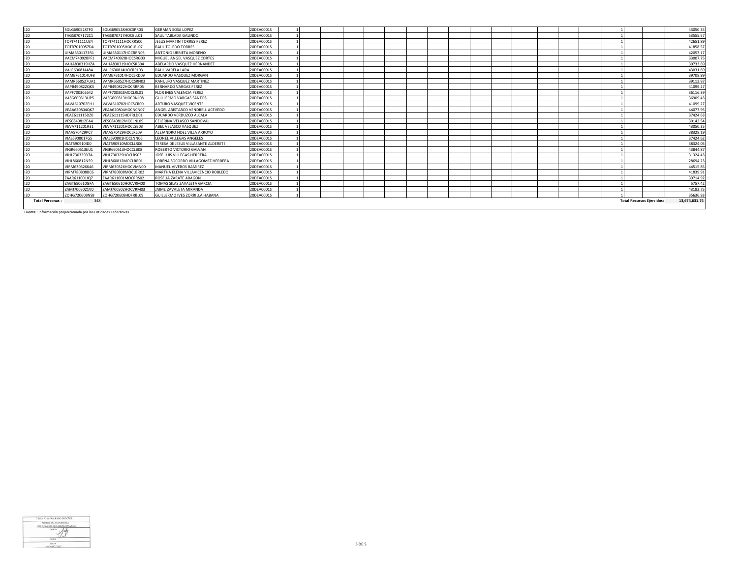| | | | | | | | | | | | | | | | | | | | | | | | |
|---|---|---|---|---|---|---|---|---|---|---|---|---|---|---|---|---|---|---|---|---|---|---|---|
| I20 | SOLG690528TF0 | SOLG690528HOCSPR03 | GERMAN SOSA LOPEZ | 20DEA0001S | 1 | | | | | | | | | | | | | | | 1 | | | 43050.35 |
| I20 | TAGS870717 2C1 | TAGS870717HOCBLL01 | SAUL TABLADA GALINDO | 20DEA0001S | 1 | | | | | | | | | | | | | | | 1 | | | 53555.57 |
| I20 | TOPJ741111UZ4 | TOPJ741111HOCRRS00 | JESUS MARTIN TORRES PEREZ | 20DEA0001S | 1 | | | | | | | | | | | | | | | 1 | | | 42651.89 |
| I20 | TOTR7010057D4 | TOTR701005HOCLRL07 | RAUL TOLEDO TORRES | 20DEA0001S | 1 | | | | | | | | | | | | | | | 1 | | | 41858.57 |
| I20 | UIMA6301173R1 | UIMA630117HOCRRN03 | ANTONIO URBIETA MORENO | 20DEA0001S | 1 | | | | | | | | | | | | | | | 1 | | | 42057.17 |
| I20 | VACM740928PF1 | VACM740928HOCSRG03 | MIGUEL ANGEL VASQUEZ CORTES | 20DEA0001S | 1 | | | | | | | | | | | | | | | 1 | | | 33007.75 |
| I20 | VAHA830319HZA | VAHA830319HOCSRB04 | ABELARDO VASQUEZ HERNANDEZ | 20DEA0001S | 1 | | | | | | | | | | | | | | | 1 | | | 30733.69 |
| I20 | VALR63081448A | VALR630814HOCRRL03 | RAUL VARELA LARA | 20DEA0001S | 1 | | | | | | | | | | | | | | | 1 | | | 43031.69 |
| I20 | VAME761014UF8 | VAME761014HOCSRD09 | EDUARDO VASQUEZ MORGAN | 20DEA0001S | 1 | | | | | | | | | | | | | | | 1 | | | 39708.89 |
| I20 | VAMR660527UA1 | VAMR660527HOCSRN03 | RANULFO VASQUEZ MARTINEZ | 20DEA0001S | 1 | | | | | | | | | | | | | | | 1 | | | 39112.97 |
| I20 | VAPB490822QK5 | VAPB490822HOCRRR05 | BERNARDO VARGAS PEREZ | 20DEA0001S | 1 | | | | | | | | | | | | | | | 1 | | | 41099.27 |
| I20 | VAPF700302642 | VAPF700302MOCLRL01 | FLOR INES VALENCIA PEREZ | 20DEA0001S | 1 | | | | | | | | | | | | | | | 1 | | | 36116.39 |
| I20 | VASG600313UP5 | VASG600313HOCRNL08 | GUILLERMO VARGAS SANTOS | 20DEA0001S | 1 | | | | | | | | | | | | | | | 1 | | | 36909.43 |
| I20 | VAVA610702EH1 | VAVA610702HOCSCR00 | ARTURO VASQUEZ VICENTE | 20DEA0001S | 1 | | | | | | | | | | | | | | | 1 | | | 41099.27 |
| I20 | VEAA620804QK7 | VEAA620804HOCNCN07 | ANGEL ARISTARCO VENDRELL ACEVEDO | 20DEA0001S | 1 | | | | | | | | | | | | | | | 1 | | | 44077.95 |
| I20 | VEAE611115DZ0 | VEAE611115HDFRLD01 | EDUARDO VERDUZCO ALCALA | 20DEA0001S | 1 | | | | | | | | | | | | | | | 1 | | | 37424.63 |
| I20 | VESC840812EA4 | VESC840812MOCLNL09 | CELERINA VELASCO SANDOVAL | 20DEA0001S | 1 | | | | | | | | | | | | | | | 1 | | | 30142.54 |
| I20 | VEVA711201R31 | VEVA711201HOCLSB03 | ABEL VELASCO VASQUEZ | 20DEA0001S | 1 | | | | | | | | | | | | | | | 1 | | | 43050.35 |
| I20 | VIAA570429PC7 | VIAA570429HOCLRL09 | ALEJANDRO FIDEL VILLA ARROYO | 20DEA0001S | 1 | | | | | | | | | | | | | | | 1 | | | 38328.19 |
| I20 | VIAL6908017G5 | VIAL690801HOCLNN06 | LEONEL VILLEGAS ANGELES | 20DEA0001S | 1 | | | | | | | | | | | | | | | 1 | | | 37424.62 |
| I20 | VIAT590910ID0 | VIAT590910MOCLLR06 | TERESA DE JESUS VILLASANTE ALDERETE | 20DEA0001S | 1 | | | | | | | | | | | | | | | 1 | | | 38324.05 |
| I20 | VIGR660513EU1 | VIGR660513HOCCLB08 | ROBERTO VICTORIO GALVAN | 20DEA0001S | 1 | | | | | | | | | | | | | | | 1 | | | 43844.87 |
| I20 | VIHL730329D7A | VIHL730329HOCLRS03 | JOSE LUIS VILLEGAS HERRERA | 20DEA0001S | 1 | | | | | | | | | | | | | | | 1 | | | 31324.43 |
| I20 | VIHL860812N59 | VIHL860812MOCLRR01 | LORENA SOCORRO VILLAGOMEZ HERRERA | 20DEA0001S | 1 | | | | | | | | | | | | | | | 1 | | | 28694.23 |
| I20 | VIRM630326K46 | VIRM630326HOCVMN00 | MANUEL VIVEROS RAMIREZ | 20DEA0001S | 1 | | | | | | | | | | | | | | | 1 | | | 44515.85 |
| I20 | VIRM780808BC6 | VIRM780808MOCLBR02 | MARTHA ELENA VILLAVICENCIO ROBLEDO | 20DEA0001S | 1 | | | | | | | | | | | | | | | 1 | | | 41839.91 |
| I20 | ZAAR611001IQ7 | ZAAR611001MOCRRS02 | ROSELIA ZARATE ARAGON | 20DEA0001S | 1 | | | | | | | | | | | | | | | 1 | | | 39714.92 |
| I20 | ZAGT650610GFA | ZAGT650610HOCVRM00 | TOMAS SILAS ZAVALETA GARCIA | 20DEA0001S | 1 | | | | | | | | | | | | | | | 1 | | | 5757.42 |
| I20 | ZAMJ7005021V0 | ZAMJ700502HOCVRM03 | JAIME ZAVALETA MIRANDA | 20DEA0001S | 1 | | | | | | | | | | | | | | | 1 | | | 43182.75 |
| I20 | ZOHG720608NS8 | ZOHG720608HDFRBL09 | GUILLERMO IVES ZORRILLA HABANA | 20DEA0001S | 1 | | | | | | | | | | | | | | | 1 | | | 35636.93 |
| **Total Personas :** | 348 | | | | | | | | | | | | | | | | | | | | **Total Recursos Ejercidos:** | | **13,674,631.74** |

**Fuente :** Información proporcionada por las Entidades Federativas.

CLAUDIO ALTAMIRANO ORDOÑEZ
NOMBRE DEL RESPONSABLE
JEFE DE LA UNIDAD ADMINISTRATIVA
CARGO
FIRMA
FECHA